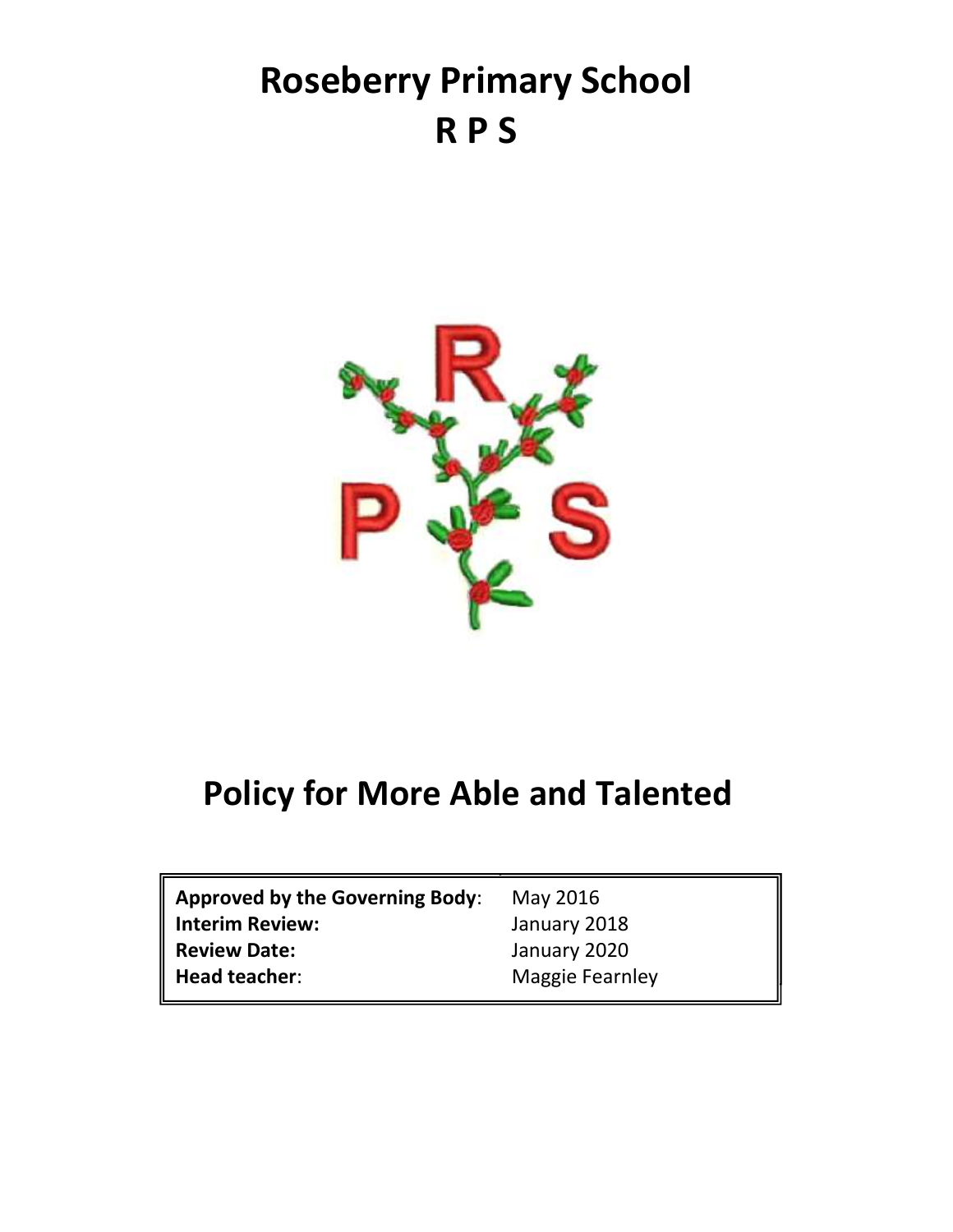# Roseberry Primary School
# R P S

# Policy for More Able and Talented

| | |
|---|---|
| **Approved by the Governing Body**: | May 2016 |
| **Interim Review:** | January 2018 |
| **Review Date:** | January 2020 |
| **Head teacher**: | Maggie Fearnley |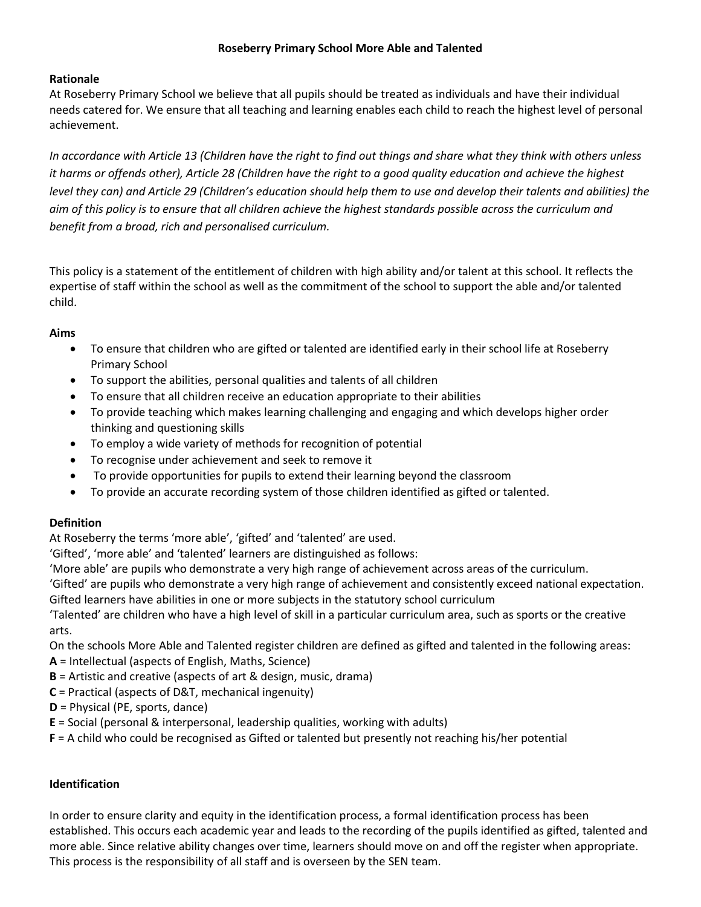# Roseberry Primary School More Able and Talented

## Rationale

At Roseberry Primary School we believe that all pupils should be treated as individuals and have their individual needs catered for. We ensure that all teaching and learning enables each child to reach the highest level of personal achievement.

*In accordance with Article 13 (Children have the right to find out things and share what they think with others unless it harms or offends other), Article 28 (Children have the right to a good quality education and achieve the highest level they can) and Article 29 (Children's education should help them to use and develop their talents and abilities) the aim of this policy is to ensure that all children achieve the highest standards possible across the curriculum and benefit from a broad, rich and personalised curriculum.*

This policy is a statement of the entitlement of children with high ability and/or talent at this school. It reflects the expertise of staff within the school as well as the commitment of the school to support the able and/or talented child.

## Aims

- To ensure that children who are gifted or talented are identified early in their school life at Roseberry Primary School
- To support the abilities, personal qualities and talents of all children
- To ensure that all children receive an education appropriate to their abilities
- To provide teaching which makes learning challenging and engaging and which develops higher order thinking and questioning skills
- To employ a wide variety of methods for recognition of potential
- To recognise under achievement and seek to remove it
- To provide opportunities for pupils to extend their learning beyond the classroom
- To provide an accurate recording system of those children identified as gifted or talented.

## Definition

At Roseberry the terms 'more able', 'gifted' and 'talented' are used.

'Gifted', 'more able' and 'talented' learners are distinguished as follows:

'More able' are pupils who demonstrate a very high range of achievement across areas of the curriculum.

'Gifted' are pupils who demonstrate a very high range of achievement and consistently exceed national expectation. Gifted learners have abilities in one or more subjects in the statutory school curriculum

'Talented' are children who have a high level of skill in a particular curriculum area, such as sports or the creative arts.

On the schools More Able and Talented register children are defined as gifted and talented in the following areas:

**A** = Intellectual (aspects of English, Maths, Science)
**B** = Artistic and creative (aspects of art & design, music, drama)
**C** = Practical (aspects of D&T, mechanical ingenuity)
**D** = Physical (PE, sports, dance)
**E** = Social (personal & interpersonal, leadership qualities, working with adults)
**F** = A child who could be recognised as Gifted or talented but presently not reaching his/her potential

## Identification

In order to ensure clarity and equity in the identification process, a formal identification process has been established. This occurs each academic year and leads to the recording of the pupils identified as gifted, talented and more able. Since relative ability changes over time, learners should move on and off the register when appropriate. This process is the responsibility of all staff and is overseen by the SEN team.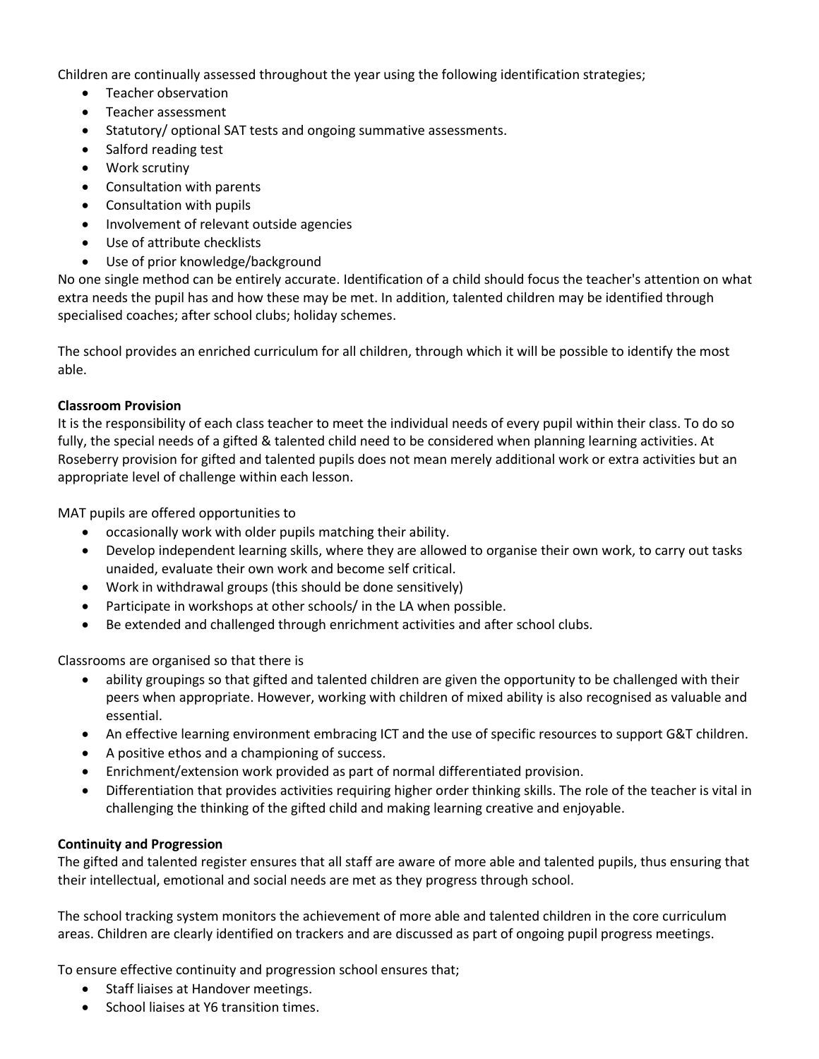Children are continually assessed throughout the year using the following identification strategies;

- Teacher observation
- Teacher assessment
- Statutory/ optional SAT tests and ongoing summative assessments.
- Salford reading test
- Work scrutiny
- Consultation with parents
- Consultation with pupils
- Involvement of relevant outside agencies
- Use of attribute checklists
- Use of prior knowledge/background

No one single method can be entirely accurate. Identification of a child should focus the teacher's attention on what extra needs the pupil has and how these may be met. In addition, talented children may be identified through specialised coaches; after school clubs; holiday schemes.

The school provides an enriched curriculum for all children, through which it will be possible to identify the most able.

**Classroom Provision**

It is the responsibility of each class teacher to meet the individual needs of every pupil within their class. To do so fully, the special needs of a gifted & talented child need to be considered when planning learning activities. At Roseberry provision for gifted and talented pupils does not mean merely additional work or extra activities but an appropriate level of challenge within each lesson.

MAT pupils are offered opportunities to

- occasionally work with older pupils matching their ability.
- Develop independent learning skills, where they are allowed to organise their own work, to carry out tasks unaided, evaluate their own work and become self critical.
- Work in withdrawal groups (this should be done sensitively)
- Participate in workshops at other schools/ in the LA when possible.
- Be extended and challenged through enrichment activities and after school clubs.

Classrooms are organised so that there is

- ability groupings so that gifted and talented children are given the opportunity to be challenged with their peers when appropriate. However, working with children of mixed ability is also recognised as valuable and essential.
- An effective learning environment embracing ICT and the use of specific resources to support G&T children.
- A positive ethos and a championing of success.
- Enrichment/extension work provided as part of normal differentiated provision.
- Differentiation that provides activities requiring higher order thinking skills. The role of the teacher is vital in challenging the thinking of the gifted child and making learning creative and enjoyable.

**Continuity and Progression**

The gifted and talented register ensures that all staff are aware of more able and talented pupils, thus ensuring that their intellectual, emotional and social needs are met as they progress through school.

The school tracking system monitors the achievement of more able and talented children in the core curriculum areas. Children are clearly identified on trackers and are discussed as part of ongoing pupil progress meetings.

To ensure effective continuity and progression school ensures that;

- Staff liaises at Handover meetings.
- School liaises at Y6 transition times.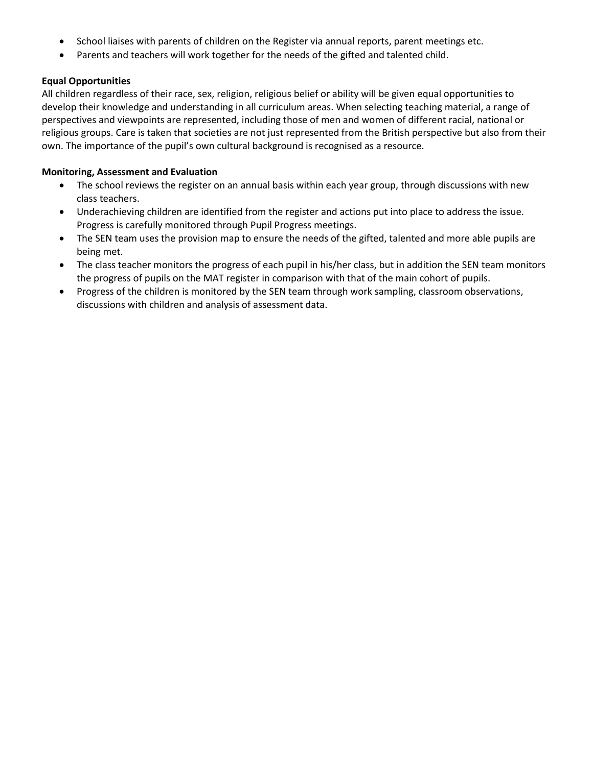- School liaises with parents of children on the Register via annual reports, parent meetings etc.
- Parents and teachers will work together for the needs of the gifted and talented child.

**Equal Opportunities**

All children regardless of their race, sex, religion, religious belief or ability will be given equal opportunities to develop their knowledge and understanding in all curriculum areas. When selecting teaching material, a range of perspectives and viewpoints are represented, including those of men and women of different racial, national or religious groups. Care is taken that societies are not just represented from the British perspective but also from their own. The importance of the pupil's own cultural background is recognised as a resource.

**Monitoring, Assessment and Evaluation**

- The school reviews the register on an annual basis within each year group, through discussions with new class teachers.
- Underachieving children are identified from the register and actions put into place to address the issue. Progress is carefully monitored through Pupil Progress meetings.
- The SEN team uses the provision map to ensure the needs of the gifted, talented and more able pupils are being met.
- The class teacher monitors the progress of each pupil in his/her class, but in addition the SEN team monitors the progress of pupils on the MAT register in comparison with that of the main cohort of pupils.
- Progress of the children is monitored by the SEN team through work sampling, classroom observations, discussions with children and analysis of assessment data.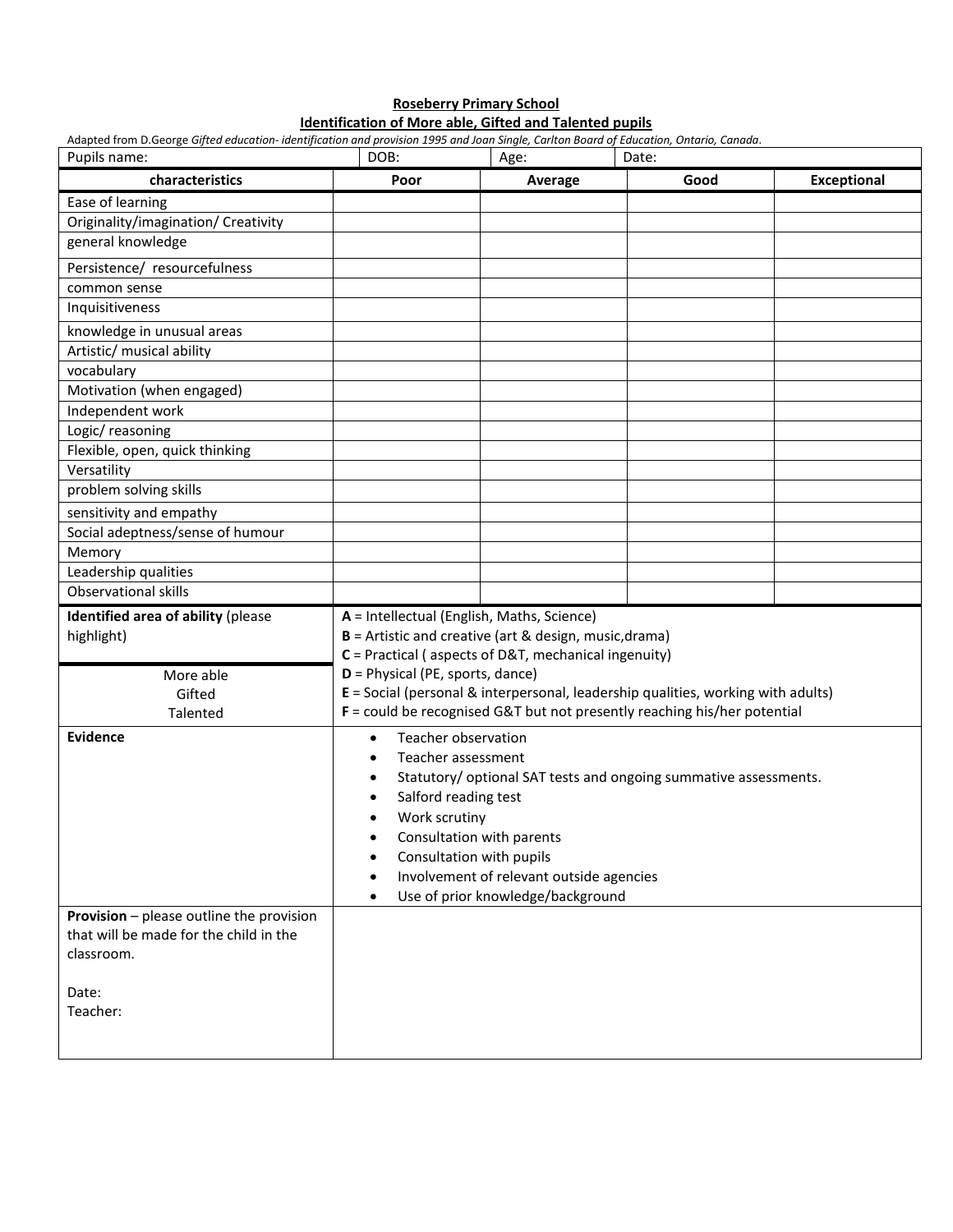**Roseberry Primary School**

**Identification of More able, Gifted and Talented pupils**

Adapted from D.George *Gifted education- identification and provision 1995 and Joan Single, Carlton Board of Education, Ontario, Canada*.

| Pupils name: | DOB: | Age: | Date: | |
|---|---|---|---|---|
| **characteristics** | **Poor** | **Average** | **Good** | **Exceptional** |
| Ease of learning | | | | |
| Originality/imagination/ Creativity | | | | |
| general knowledge | | | | |
| Persistence/ resourcefulness | | | | |
| common sense | | | | |
| Inquisitiveness | | | | |
| knowledge in unusual areas | | | | |
| Artistic/ musical ability | | | | |
| vocabulary | | | | |
| Motivation (when engaged) | | | | |
| Independent work | | | | |
| Logic/ reasoning | | | | |
| Flexible, open, quick thinking | | | | |
| Versatility | | | | |
| problem solving skills | | | | |
| sensitivity and empathy | | | | |
| Social adeptness/sense of humour | | | | |
| Memory | | | | |
| Leadership qualities | | | | |
| Observational skills | | | | |

| | |
|---|---|
| **Identified area of ability** (please highlight)<br><br>More able<br>Gifted<br>Talented | **A** = Intellectual (English, Maths, Science)<br>**B** = Artistic and creative (art & design, music,drama)<br>**C** = Practical ( aspects of D&T, mechanical ingenuity)<br>**D** = Physical (PE, sports, dance)<br>**E** = Social (personal & interpersonal, leadership qualities, working with adults)<br>**F** = could be recognised G&T but not presently reaching his/her potential |
| **Evidence** | • Teacher observation<br>• Teacher assessment<br>• Statutory/ optional SAT tests and ongoing summative assessments.<br>• Salford reading test<br>• Work scrutiny<br>• Consultation with parents<br>• Consultation with pupils<br>• Involvement of relevant outside agencies<br>• Use of prior knowledge/background |
| **Provision** – please outline the provision that will be made for the child in the classroom.<br><br>Date:<br>Teacher: | |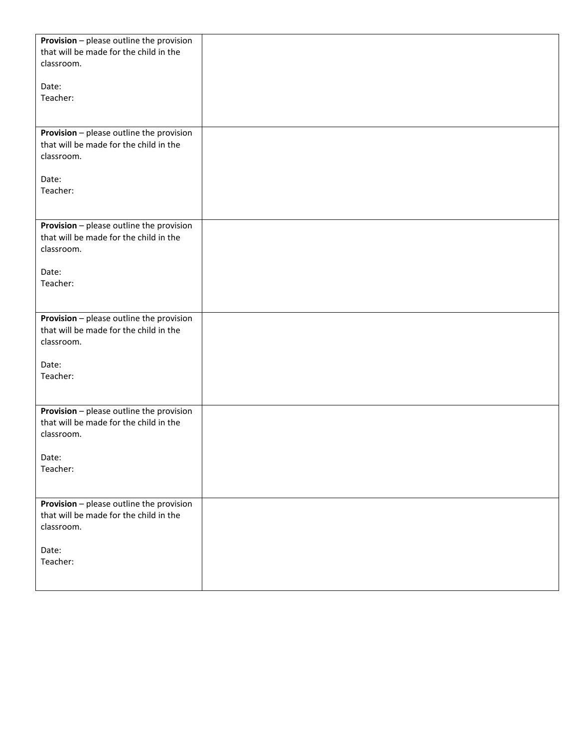| | |
|---|---|
| **Provision** – please outline the provision that will be made for the child in the classroom.<br><br>Date:<br>Teacher: | |
| **Provision** – please outline the provision that will be made for the child in the classroom.<br><br>Date:<br>Teacher: | |
| **Provision** – please outline the provision that will be made for the child in the classroom.<br><br>Date:<br>Teacher: | |
| **Provision** – please outline the provision that will be made for the child in the classroom.<br><br>Date:<br>Teacher: | |
| **Provision** – please outline the provision that will be made for the child in the classroom.<br><br>Date:<br>Teacher: | |
| **Provision** – please outline the provision that will be made for the child in the classroom.<br><br>Date:<br>Teacher: | |